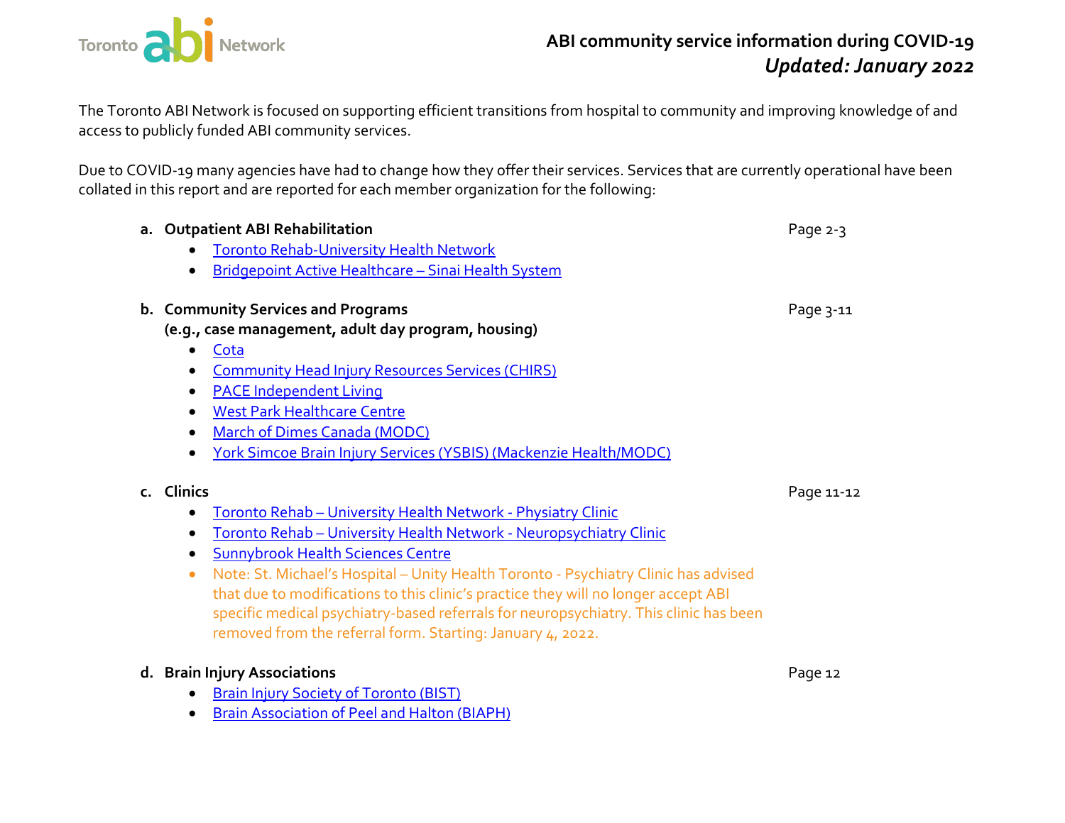# ABI community service information during COVID-19

***Updated: January 2022***

The Toronto ABI Network is focused on supporting efficient transitions from hospital to community and improving knowledge of and access to publicly funded ABI community services.

Due to COVID-19 many agencies have had to change how they offer their services. Services that are currently operational have been collated in this report and are reported for each member organization for the following:

**a. Outpatient ABI Rehabilitation** — Page 2-3

- Toronto Rehab-University Health Network
- Bridgepoint Active Healthcare – Sinai Health System

**b. Community Services and Programs (e.g., case management, adult day program, housing)** — Page 3-11

- Cota
- Community Head Injury Resources Services (CHIRS)
- PACE Independent Living
- West Park Healthcare Centre
- March of Dimes Canada (MODC)
- York Simcoe Brain Injury Services (YSBIS) (Mackenzie Health/MODC)

**c. Clinics** — Page 11-12

- Toronto Rehab – University Health Network - Physiatry Clinic
- Toronto Rehab – University Health Network - Neuropsychiatry Clinic
- Sunnybrook Health Sciences Centre
- Note: St. Michael's Hospital – Unity Health Toronto - Psychiatry Clinic has advised that due to modifications to this clinic's practice they will no longer accept ABI specific medical psychiatry-based referrals for neuropsychiatry. This clinic has been removed from the referral form. Starting: January 4, 2022.

**d. Brain Injury Associations** — Page 12

- Brain Injury Society of Toronto (BIST)
- Brain Association of Peel and Halton (BIAPH)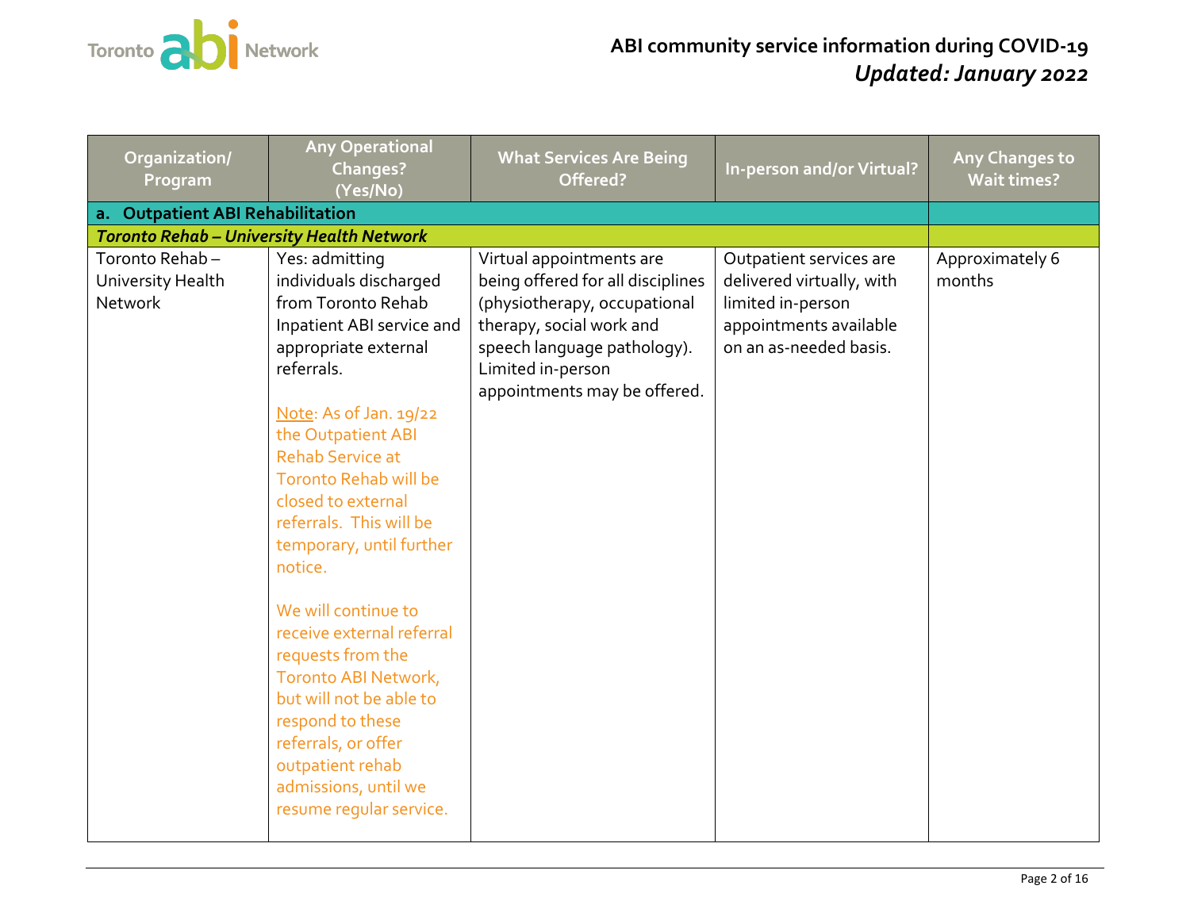| Organization/ Program | Any Operational Changes? (Yes/No) | What Services Are Being Offered? | In-person and/or Virtual? | Any Changes to Wait times? |
|---|---|---|---|---|
| **a. Outpatient ABI Rehabilitation** | | | | |
| ***Toronto Rehab – University Health Network*** | | | | |
| Toronto Rehab – University Health Network | Yes: admitting individuals discharged from Toronto Rehab Inpatient ABI service and appropriate external referrals.<br><br>Note: As of Jan. 19/22 the Outpatient ABI Rehab Service at Toronto Rehab will be closed to external referrals. This will be temporary, until further notice.<br><br>We will continue to receive external referral requests from the Toronto ABI Network, but will not be able to respond to these referrals, or offer outpatient rehab admissions, until we resume regular service. | Virtual appointments are being offered for all disciplines (physiotherapy, occupational therapy, social work and speech language pathology). Limited in-person appointments may be offered. | Outpatient services are delivered virtually, with limited in-person appointments available on an as-needed basis. | Approximately 6 months |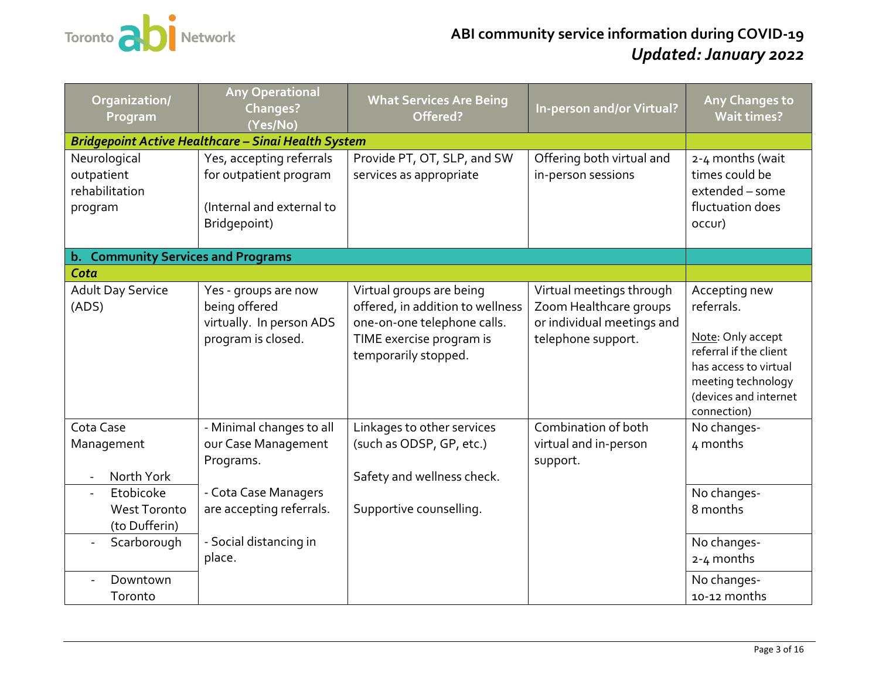# ABI community service information during COVID-19

***Updated: January 2022***

| Organization/ Program | Any Operational Changes? (Yes/No) | What Services Are Being Offered? | In-person and/or Virtual? | Any Changes to Wait times? |
|---|---|---|---|---|
| ***Bridgepoint Active Healthcare – Sinai Health System*** | | | | |
| Neurological outpatient rehabilitation program | Yes, accepting referrals for outpatient program<br><br>(Internal and external to Bridgepoint) | Provide PT, OT, SLP, and SW services as appropriate | Offering both virtual and in-person sessions | 2-4 months (wait times could be extended – some fluctuation does occur) |
| **b. Community Services and Programs** | | | | |
| ***Cota*** | | | | |
| Adult Day Service (ADS) | Yes - groups are now being offered virtually. In person ADS program is closed. | Virtual groups are being offered, in addition to wellness one-on-one telephone calls. TIME exercise program is temporarily stopped. | Virtual meetings through Zoom Healthcare groups or individual meetings and telephone support. | Accepting new referrals.<br><br>Note: Only accept referral if the client has access to virtual meeting technology (devices and internet connection) |
| Cota Case Management<br><br>- North York | - Minimal changes to all our Case Management Programs.<br><br>- Cota Case Managers are accepting referrals.<br><br>- Social distancing in place. | Linkages to other services (such as ODSP, GP, etc.)<br><br>Safety and wellness check.<br><br>Supportive counselling. | Combination of both virtual and in-person support. | No changes- 4 months |
| - Etobicoke West Toronto (to Dufferin) | | | | No changes- 8 months |
| - Scarborough | | | | No changes- 2-4 months |
| - Downtown Toronto | | | | No changes- 10-12 months |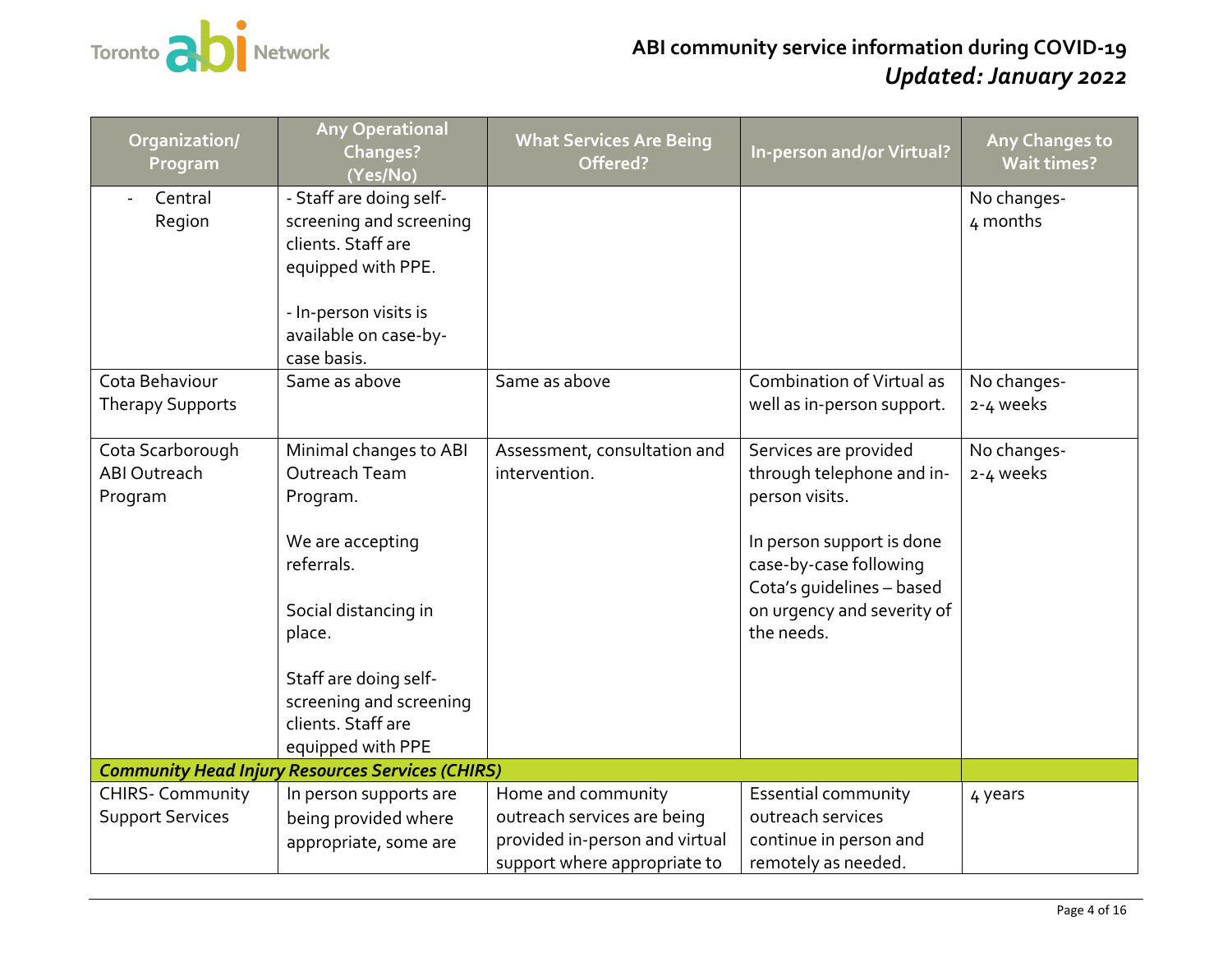| Organization/ Program | Any Operational Changes? (Yes/No) | What Services Are Being Offered? | In-person and/or Virtual? | Any Changes to Wait times? |
| --- | --- | --- | --- | --- |
| - Central Region | - Staff are doing self-screening and screening clients. Staff are equipped with PPE.<br><br>- In-person visits is available on case-by-case basis. | | | No changes- 4 months |
| Cota Behaviour Therapy Supports | Same as above | Same as above | Combination of Virtual as well as in-person support. | No changes- 2-4 weeks |
| Cota Scarborough ABI Outreach Program | Minimal changes to ABI Outreach Team Program.<br><br>We are accepting referrals.<br><br>Social distancing in place.<br><br>Staff are doing self-screening and screening clients. Staff are equipped with PPE | Assessment, consultation and intervention. | Services are provided through telephone and in-person visits.<br><br>In person support is done case-by-case following Cota's guidelines – based on urgency and severity of the needs. | No changes- 2-4 weeks |
| ***Community Head Injury Resources Services (CHIRS)*** | | | | |
| CHIRS- Community Support Services | In person supports are being provided where appropriate, some are | Home and community outreach services are being provided in-person and virtual support where appropriate to | Essential community outreach services continue in person and remotely as needed. | 4 years |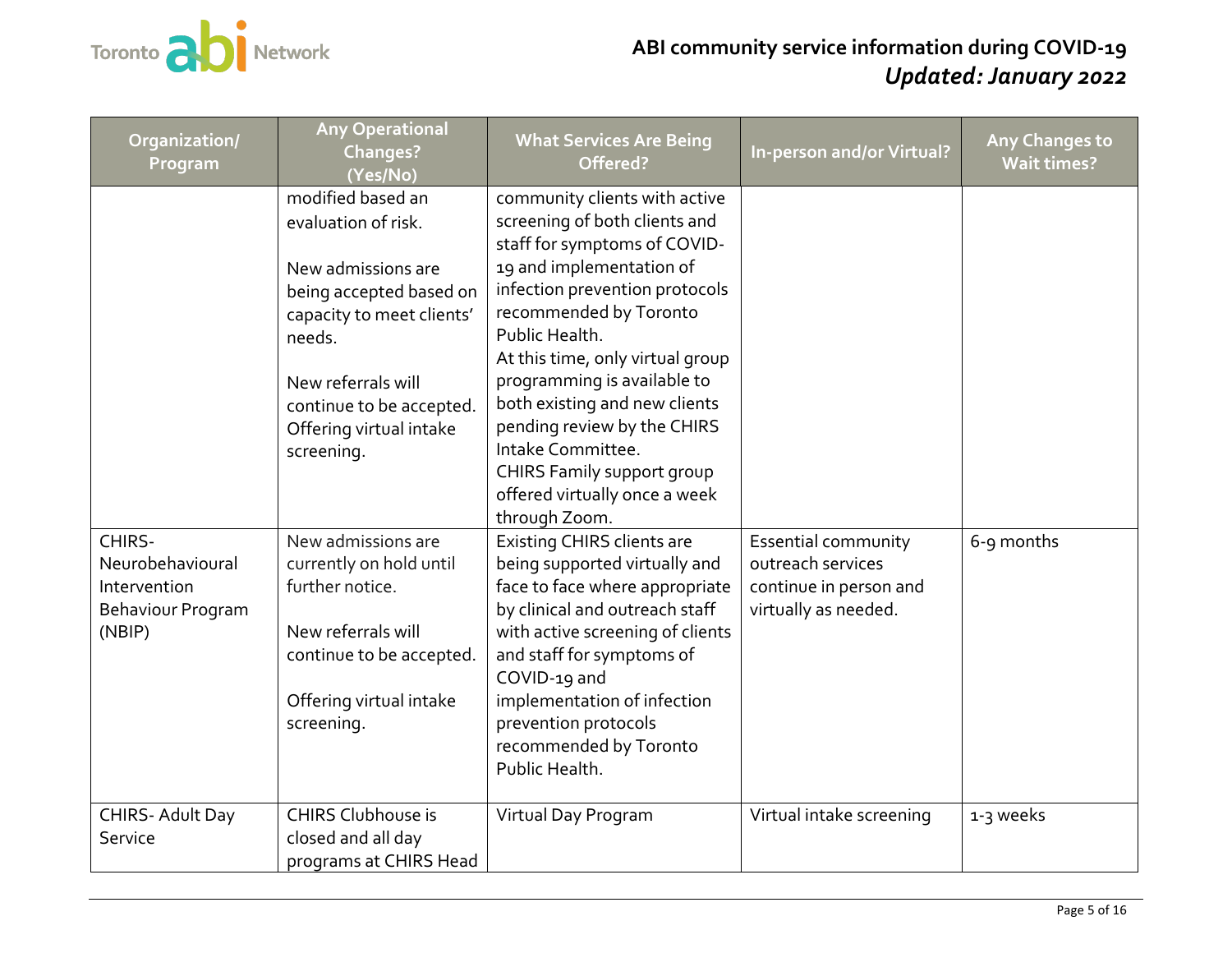| Organization/ Program | Any Operational Changes? (Yes/No) | What Services Are Being Offered? | In-person and/or Virtual? | Any Changes to Wait times? |
|---|---|---|---|---|
| | modified based an evaluation of risk.<br><br>New admissions are being accepted based on capacity to meet clients' needs.<br><br>New referrals will continue to be accepted. Offering virtual intake screening. | community clients with active screening of both clients and staff for symptoms of COVID-19 and implementation of infection prevention protocols recommended by Toronto Public Health.<br>At this time, only virtual group programming is available to both existing and new clients pending review by the CHIRS Intake Committee.<br>CHIRS Family support group offered virtually once a week through Zoom. | | |
| CHIRS- Neurobehavioural Intervention Behaviour Program (NBIP) | New admissions are currently on hold until further notice.<br><br>New referrals will continue to be accepted.<br><br>Offering virtual intake screening. | Existing CHIRS clients are being supported virtually and face to face where appropriate by clinical and outreach staff with active screening of clients and staff for symptoms of COVID-19 and implementation of infection prevention protocols recommended by Toronto Public Health. | Essential community outreach services continue in person and virtually as needed. | 6-9 months |
| CHIRS- Adult Day Service | CHIRS Clubhouse is closed and all day programs at CHIRS Head | Virtual Day Program | Virtual intake screening | 1-3 weeks |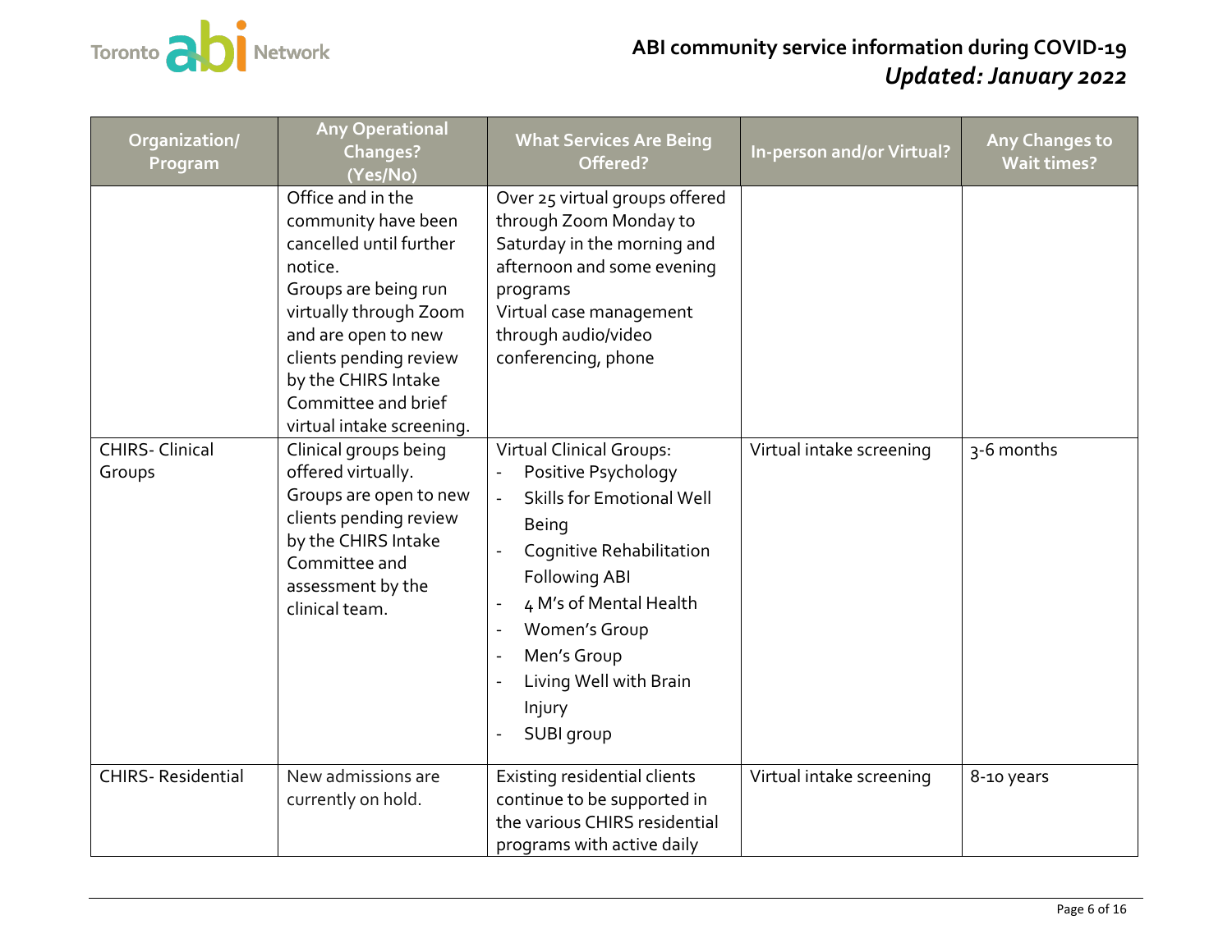| Organization/ Program | Any Operational Changes? (Yes/No) | What Services Are Being Offered? | In-person and/or Virtual? | Any Changes to Wait times? |
|---|---|---|---|---|
| | Office and in the community have been cancelled until further notice.<br>Groups are being run virtually through Zoom and are open to new clients pending review by the CHIRS Intake Committee and brief virtual intake screening. | Over 25 virtual groups offered through Zoom Monday to Saturday in the morning and afternoon and some evening programs<br>Virtual case management through audio/video conferencing, phone | | |
| CHIRS- Clinical Groups | Clinical groups being offered virtually.<br>Groups are open to new clients pending review by the CHIRS Intake Committee and assessment by the clinical team. | Virtual Clinical Groups:<br>- Positive Psychology<br>- Skills for Emotional Well Being<br>- Cognitive Rehabilitation Following ABI<br>- 4 M's of Mental Health<br>- Women's Group<br>- Men's Group<br>- Living Well with Brain Injury<br>- SUBI group | Virtual intake screening | 3-6 months |
| CHIRS- Residential | New admissions are currently on hold. | Existing residential clients continue to be supported in the various CHIRS residential programs with active daily | Virtual intake screening | 8-10 years |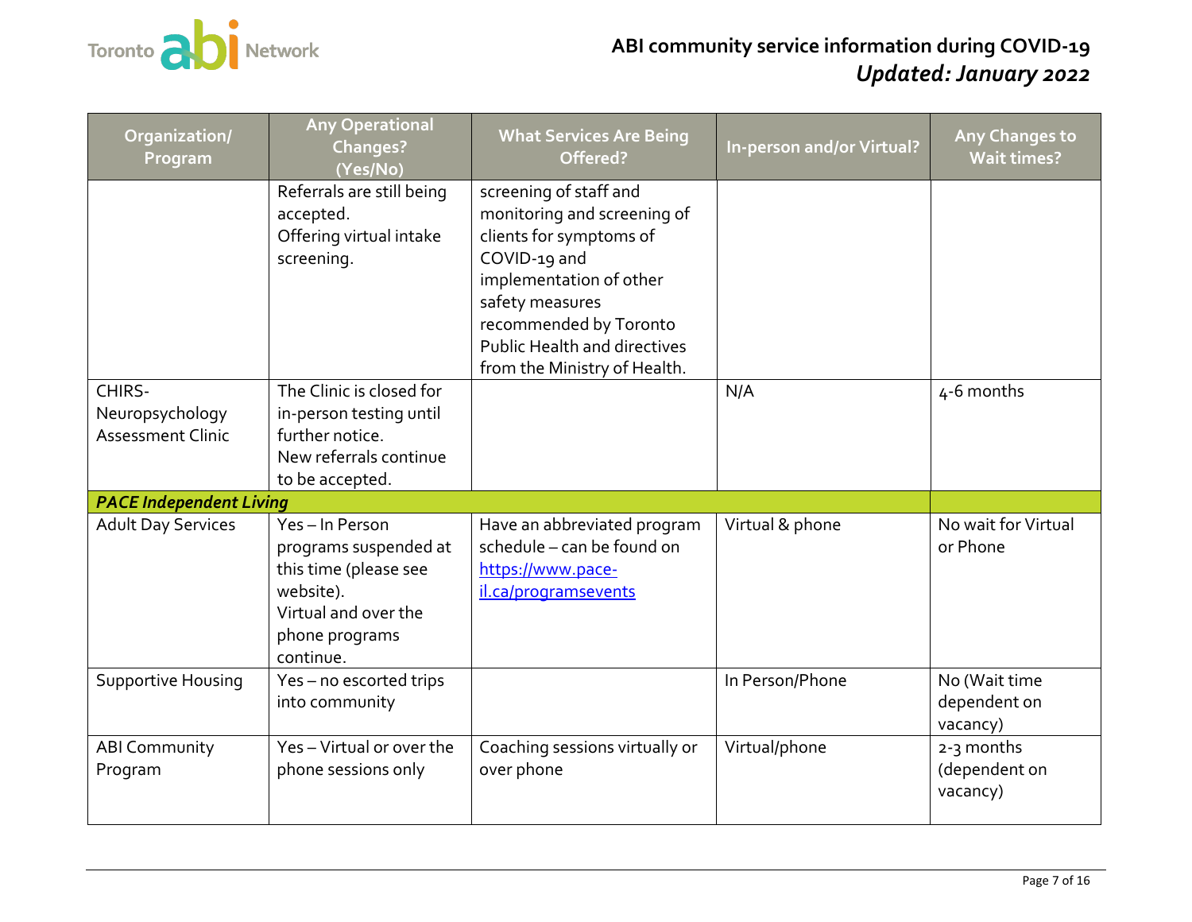| Organization/ Program | Any Operational Changes? (Yes/No) | What Services Are Being Offered? | In-person and/or Virtual? | Any Changes to Wait times? |
|---|---|---|---|---|
| | Referrals are still being accepted. Offering virtual intake screening. | screening of staff and monitoring and screening of clients for symptoms of COVID-19 and implementation of other safety measures recommended by Toronto Public Health and directives from the Ministry of Health. | | |
| CHIRS- Neuropsychology Assessment Clinic | The Clinic is closed for in-person testing until further notice. New referrals continue to be accepted. | | N/A | 4-6 months |
| ***PACE Independent Living*** | | | | |
| Adult Day Services | Yes – In Person programs suspended at this time (please see website). Virtual and over the phone programs continue. | Have an abbreviated program schedule – can be found on [https://www.pace-il.ca/programsevents](https://www.pace-il.ca/programsevents) | Virtual & phone | No wait for Virtual or Phone |
| Supportive Housing | Yes – no escorted trips into community | | In Person/Phone | No (Wait time dependent on vacancy) |
| ABI Community Program | Yes – Virtual or over the phone sessions only | Coaching sessions virtually or over phone | Virtual/phone | 2-3 months (dependent on vacancy) |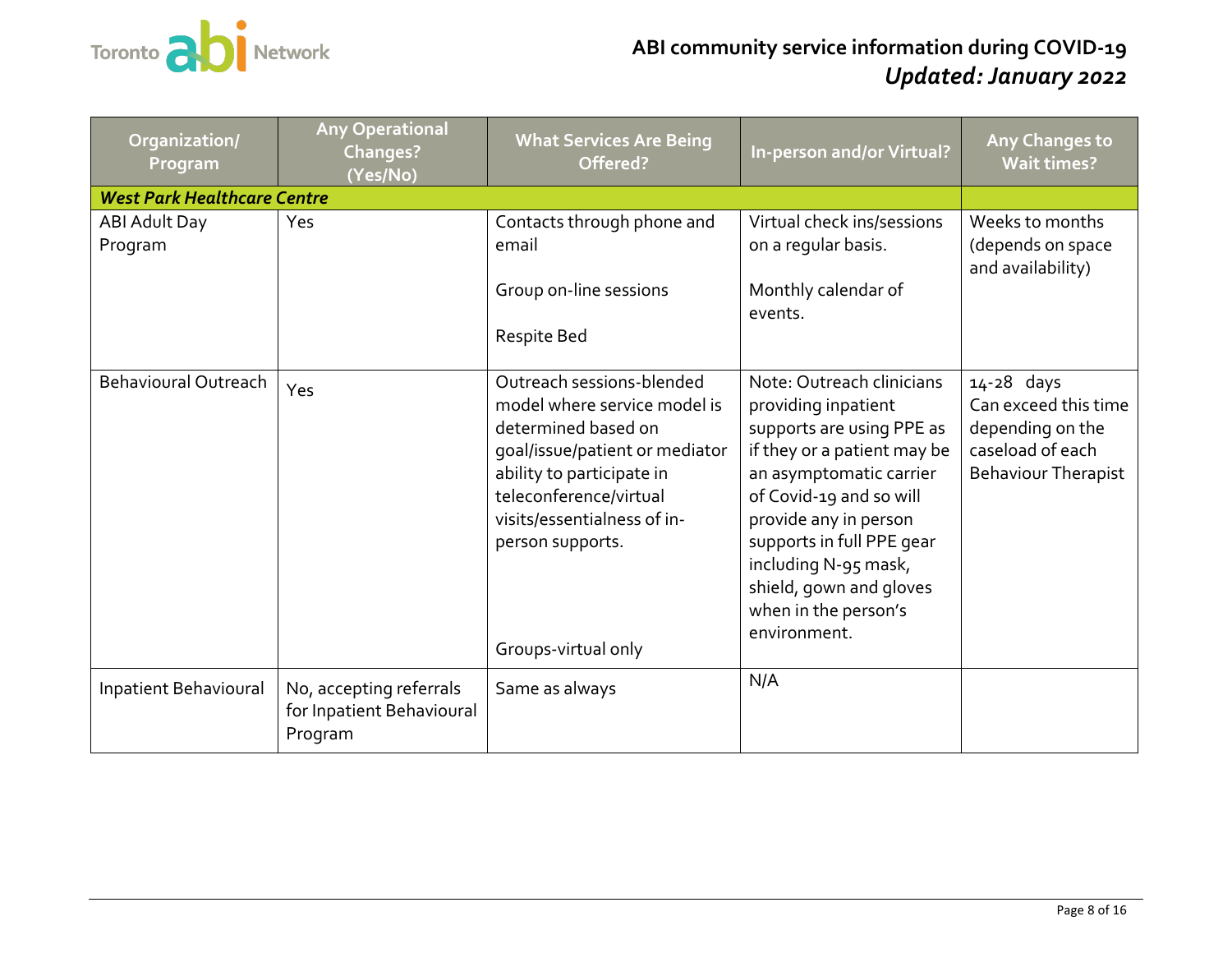# ABI community service information during COVID-19

## *Updated: January 2022*

| Organization/ Program | Any Operational Changes? (Yes/No) | What Services Are Being Offered? | In-person and/or Virtual? | Any Changes to Wait times? |
|---|---|---|---|---|
| ***West Park Healthcare Centre*** | | | | |
| ABI Adult Day Program | Yes | Contacts through phone and email<br><br>Group on-line sessions<br><br>Respite Bed | Virtual check ins/sessions on a regular basis.<br><br>Monthly calendar of events. | Weeks to months (depends on space and availability) |
| Behavioural Outreach | Yes | Outreach sessions-blended model where service model is determined based on goal/issue/patient or mediator ability to participate in teleconference/virtual visits/essentialness of in-person supports.<br><br>Groups-virtual only | Note: Outreach clinicians providing inpatient supports are using PPE as if they or a patient may be an asymptomatic carrier of Covid-19 and so will provide any in person supports in full PPE gear including N-95 mask, shield, gown and gloves when in the person's environment. | 14-28 days<br>Can exceed this time depending on the caseload of each Behaviour Therapist |
| Inpatient Behavioural | No, accepting referrals for Inpatient Behavioural Program | Same as always | N/A | |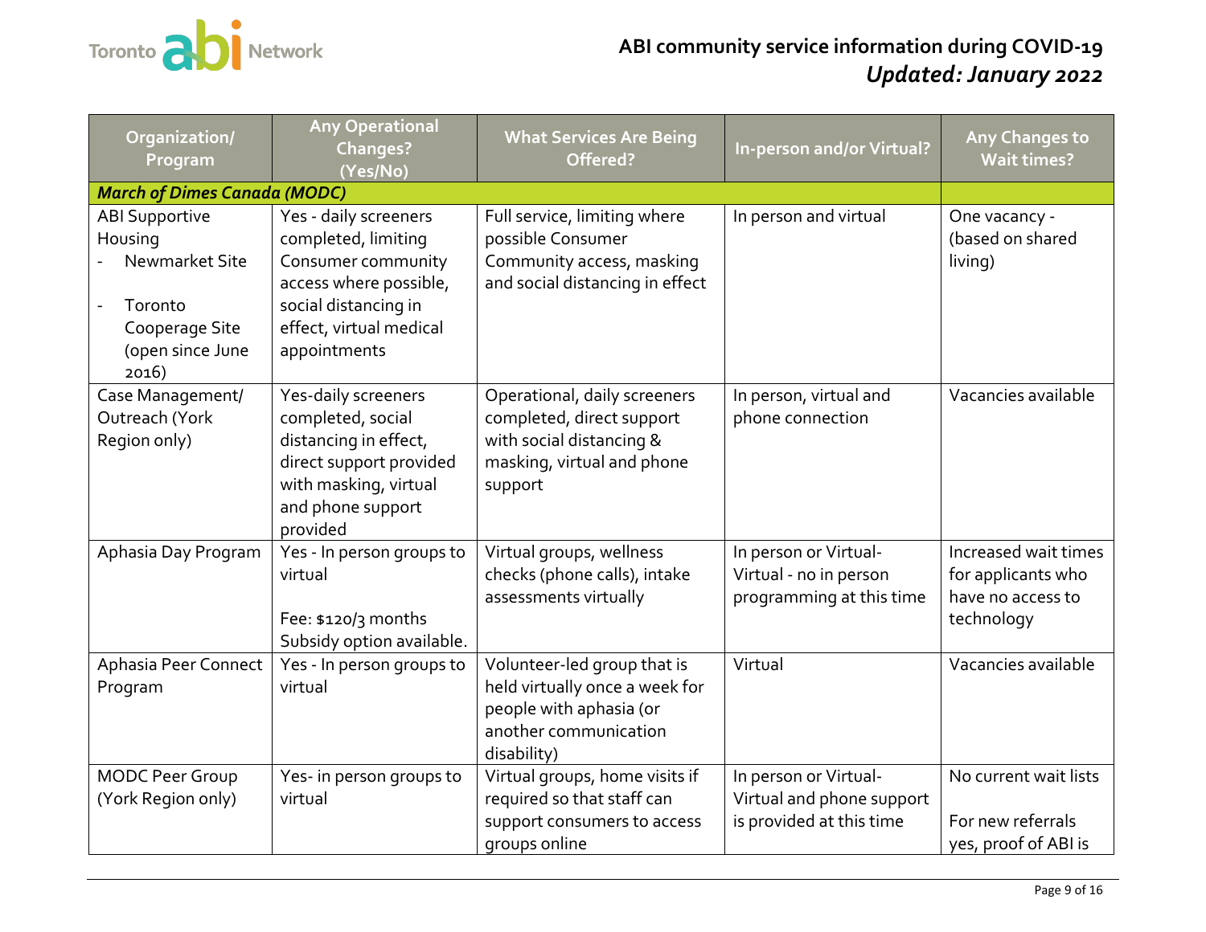Toronto abi Network

# ABI community service information during COVID-19
## *Updated: January 2022*

| Organization/ Program | Any Operational Changes? (Yes/No) | What Services Are Being Offered? | In-person and/or Virtual? | Any Changes to Wait times? |
|---|---|---|---|---|
| ***March of Dimes Canada (MODC)*** | | | | |
| ABI Supportive Housing<br>- Newmarket Site<br>- Toronto Cooperage Site (open since June 2016) | Yes - daily screeners completed, limiting Consumer community access where possible, social distancing in effect, virtual medical appointments | Full service, limiting where possible Consumer Community access, masking and social distancing in effect | In person and virtual | One vacancy - (based on shared living) |
| Case Management/ Outreach (York Region only) | Yes-daily screeners completed, social distancing in effect, direct support provided with masking, virtual and phone support provided | Operational, daily screeners completed, direct support with social distancing & masking, virtual and phone support | In person, virtual and phone connection | Vacancies available |
| Aphasia Day Program | Yes - In person groups to virtual<br><br>Fee: $120/3 months Subsidy option available. | Virtual groups, wellness checks (phone calls), intake assessments virtually | In person or Virtual-Virtual - no in person programming at this time | Increased wait times for applicants who have no access to technology |
| Aphasia Peer Connect Program | Yes - In person groups to virtual | Volunteer-led group that is held virtually once a week for people with aphasia (or another communication disability) | Virtual | Vacancies available |
| MODC Peer Group (York Region only) | Yes- in person groups to virtual | Virtual groups, home visits if required so that staff can support consumers to access groups online | In person or Virtual-Virtual and phone support is provided at this time | No current wait lists<br><br>For new referrals yes, proof of ABI is |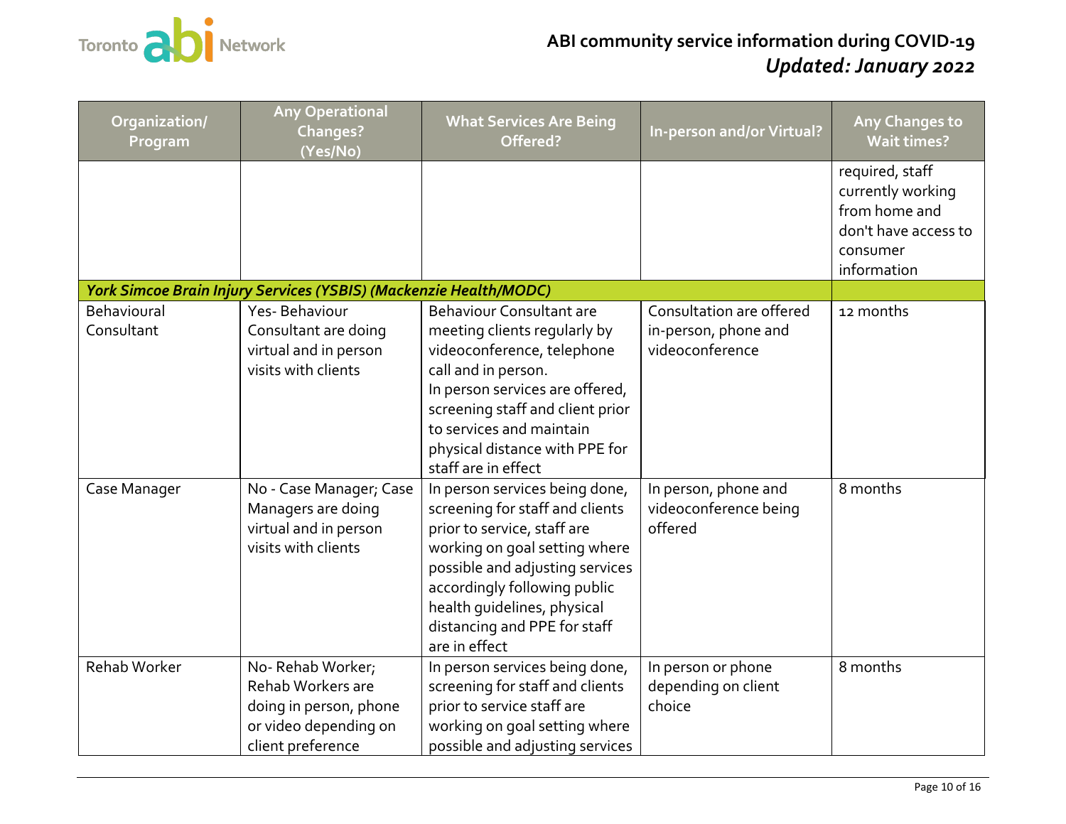| Organization/ Program | Any Operational Changes? (Yes/No) | What Services Are Being Offered? | In-person and/or Virtual? | Any Changes to Wait times? |
|---|---|---|---|---|
| | | | | required, staff currently working from home and don't have access to consumer information |
| ***York Simcoe Brain Injury Services (YSBIS) (Mackenzie Health/MODC)*** | | | | |
| Behavioural Consultant | Yes- Behaviour Consultant are doing virtual and in person visits with clients | Behaviour Consultant are meeting clients regularly by videoconference, telephone call and in person. In person services are offered, screening staff and client prior to services and maintain physical distance with PPE for staff are in effect | Consultation are offered in-person, phone and videoconference | 12 months |
| Case Manager | No - Case Manager; Case Managers are doing virtual and in person visits with clients | In person services being done, screening for staff and clients prior to service, staff are working on goal setting where possible and adjusting services accordingly following public health guidelines, physical distancing and PPE for staff are in effect | In person, phone and videoconference being offered | 8 months |
| Rehab Worker | No- Rehab Worker; Rehab Workers are doing in person, phone or video depending on client preference | In person services being done, screening for staff and clients prior to service staff are working on goal setting where possible and adjusting services | In person or phone depending on client choice | 8 months |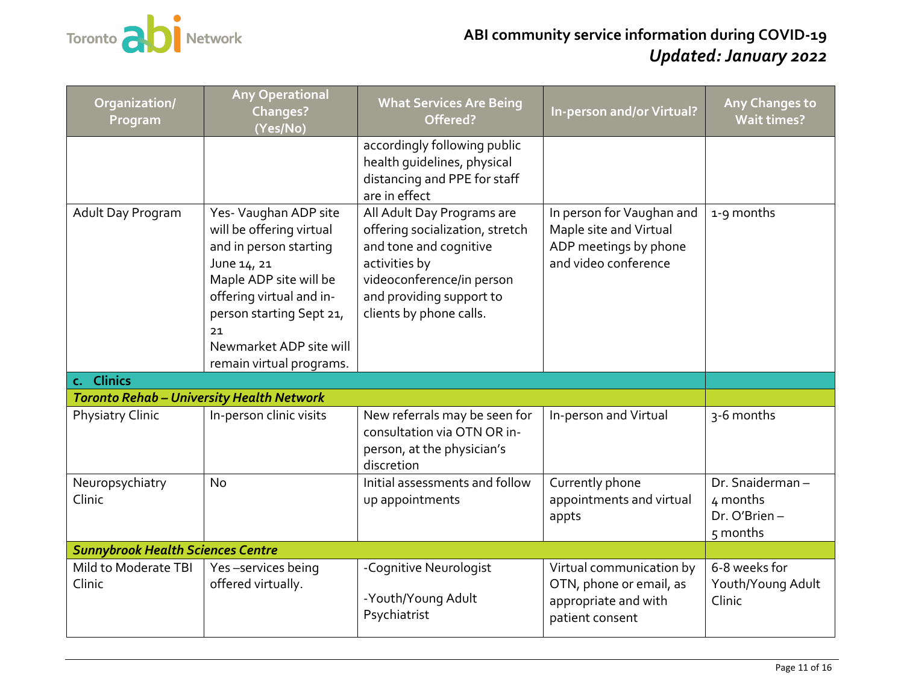| Organization/ Program | Any Operational Changes? (Yes/No) | What Services Are Being Offered? | In-person and/or Virtual? | Any Changes to Wait times? |
|---|---|---|---|---|
| | | accordingly following public health guidelines, physical distancing and PPE for staff are in effect | | |
| Adult Day Program | Yes- Vaughan ADP site will be offering virtual and in person starting June 14, 21<br>Maple ADP site will be offering virtual and in-person starting Sept 21, 21<br>Newmarket ADP site will remain virtual programs. | All Adult Day Programs are offering socialization, stretch and tone and cognitive activities by videoconference/in person and providing support to clients by phone calls. | In person for Vaughan and Maple site and Virtual ADP meetings by phone and video conference | 1-9 months |
| **c. Clinics** | | | | |
| ***Toronto Rehab – University Health Network*** | | | | |
| Physiatry Clinic | In-person clinic visits | New referrals may be seen for consultation via OTN OR in-person, at the physician's discretion | In-person and Virtual | 3-6 months |
| Neuropsychiatry Clinic | No | Initial assessments and follow up appointments | Currently phone appointments and virtual appts | Dr. Snaiderman – 4 months<br>Dr. O'Brien – 5 months |
| ***Sunnybrook Health Sciences Centre*** | | | | |
| Mild to Moderate TBI Clinic | Yes –services being offered virtually. | -Cognitive Neurologist<br><br>-Youth/Young Adult Psychiatrist | Virtual communication by OTN, phone or email, as appropriate and with patient consent | 6-8 weeks for Youth/Young Adult Clinic |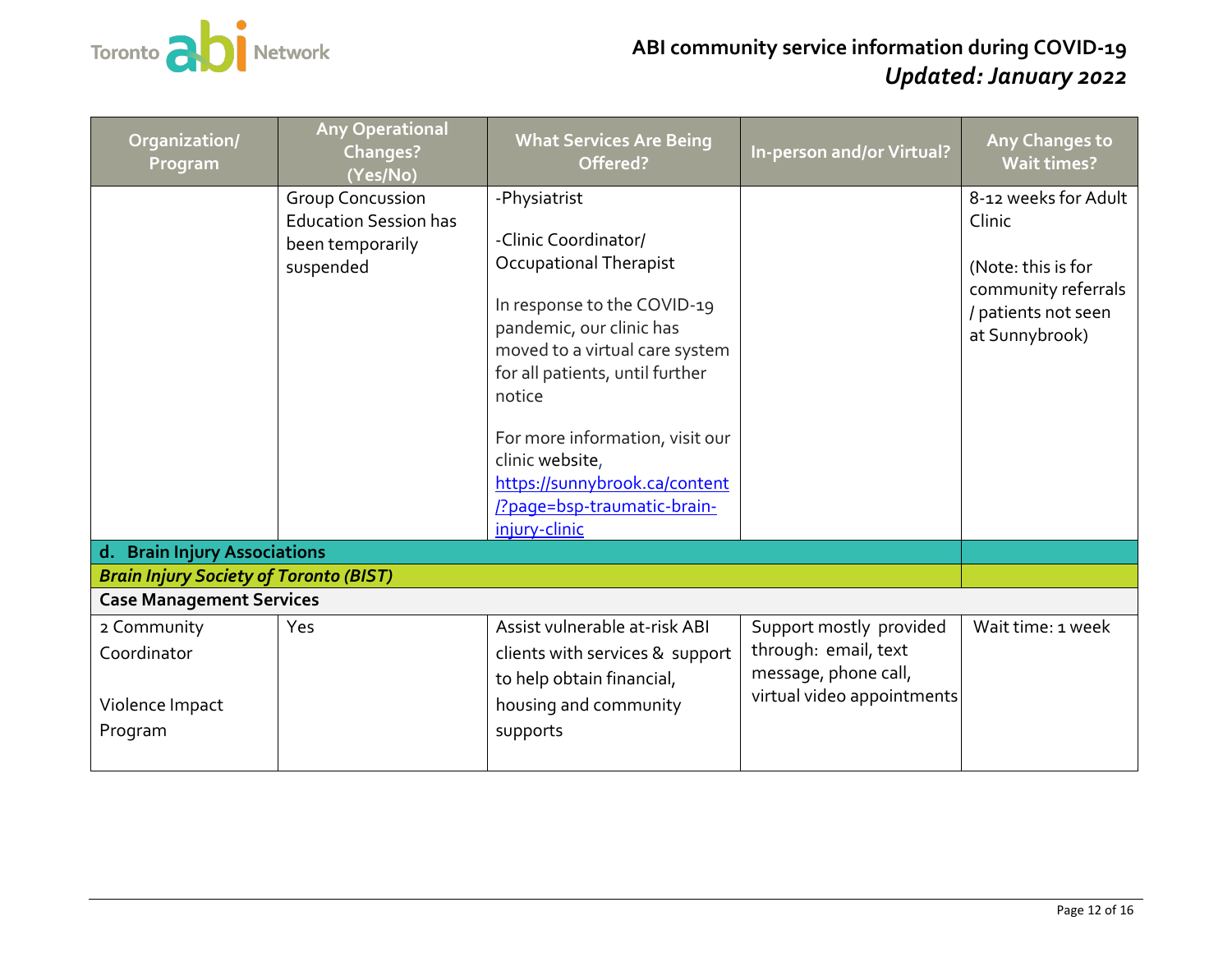| Organization/ Program | Any Operational Changes? (Yes/No) | What Services Are Being Offered? | In-person and/or Virtual? | Any Changes to Wait times? |
|---|---|---|---|---|
| | Group Concussion Education Session has been temporarily suspended | -Physiatrist<br><br>-Clinic Coordinator/ Occupational Therapist<br><br>In response to the COVID-19 pandemic, our clinic has moved to a virtual care system for all patients, until further notice<br><br>For more information, visit our clinic website, https://sunnybrook.ca/content/?page=bsp-traumatic-brain-injury-clinic | | 8-12 weeks for Adult Clinic<br><br>(Note: this is for community referrals / patients not seen at Sunnybrook) |
| **d. Brain Injury Associations** | | | | |
| ***Brain Injury Society of Toronto (BIST)*** | | | | |
| **Case Management Services** | | | | |
| 2 Community Coordinator<br><br>Violence Impact Program | Yes | Assist vulnerable at-risk ABI clients with services & support to help obtain financial, housing and community supports | Support mostly provided through: email, text message, phone call, virtual video appointments | Wait time: 1 week |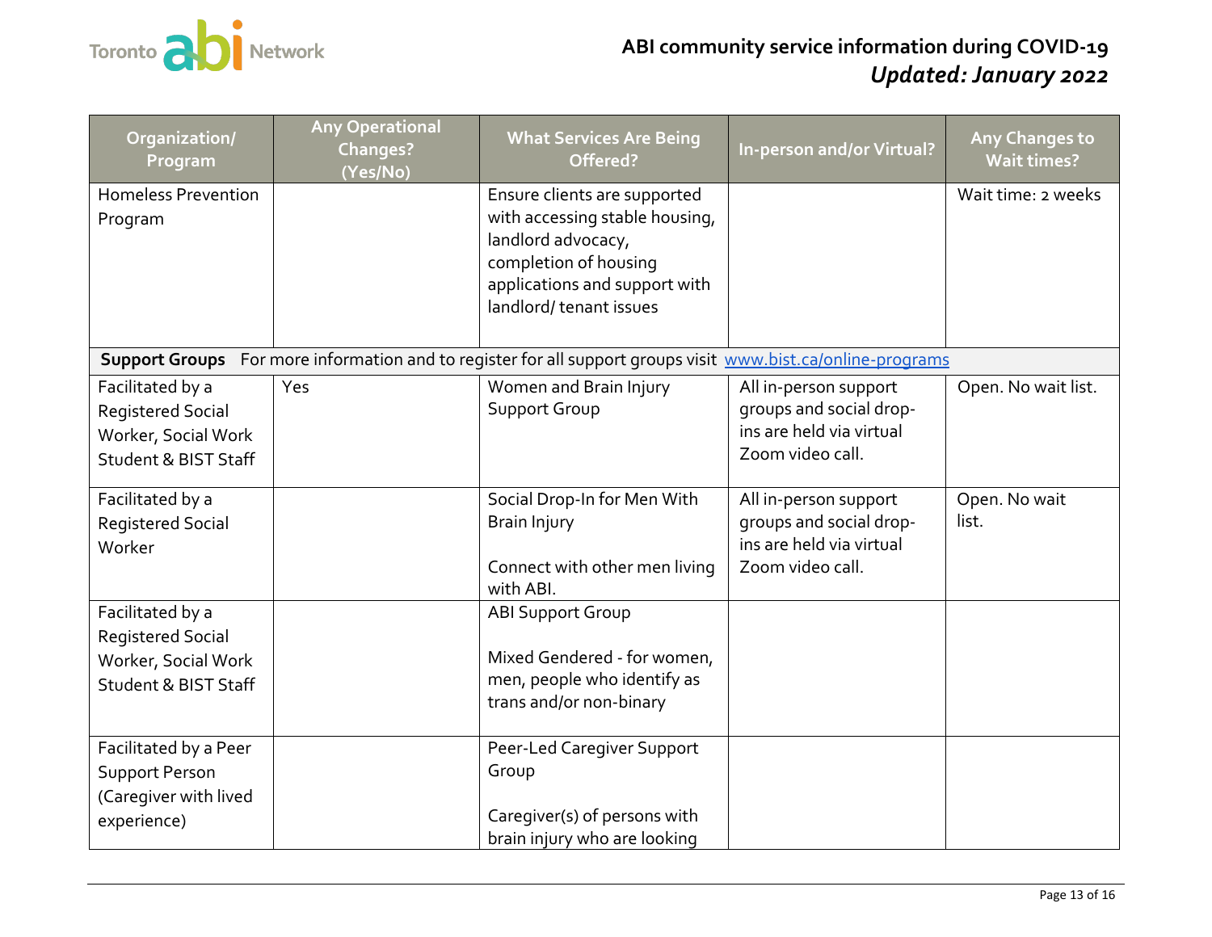| Organization/ Program | Any Operational Changes? (Yes/No) | What Services Are Being Offered? | In-person and/or Virtual? | Any Changes to Wait times? |
|---|---|---|---|---|
| Homeless Prevention Program | | Ensure clients are supported with accessing stable housing, landlord advocacy, completion of housing applications and support with landlord/ tenant issues | | Wait time: 2 weeks |
| **Support Groups** For more information and to register for all support groups visit [www.bist.ca/online-programs](http://www.bist.ca/online-programs) | | | | |
| Facilitated by a Registered Social Worker, Social Work Student & BIST Staff | Yes | Women and Brain Injury Support Group | All in-person support groups and social drop-ins are held via virtual Zoom video call. | Open. No wait list. |
| Facilitated by a Registered Social Worker | | Social Drop-In for Men With Brain Injury<br><br>Connect with other men living with ABI. | All in-person support groups and social drop-ins are held via virtual Zoom video call. | Open. No wait list. |
| Facilitated by a Registered Social Worker, Social Work Student & BIST Staff | | ABI Support Group<br><br>Mixed Gendered - for women, men, people who identify as trans and/or non-binary | | |
| Facilitated by a Peer Support Person (Caregiver with lived experience) | | Peer-Led Caregiver Support Group<br><br>Caregiver(s) of persons with brain injury who are looking | | |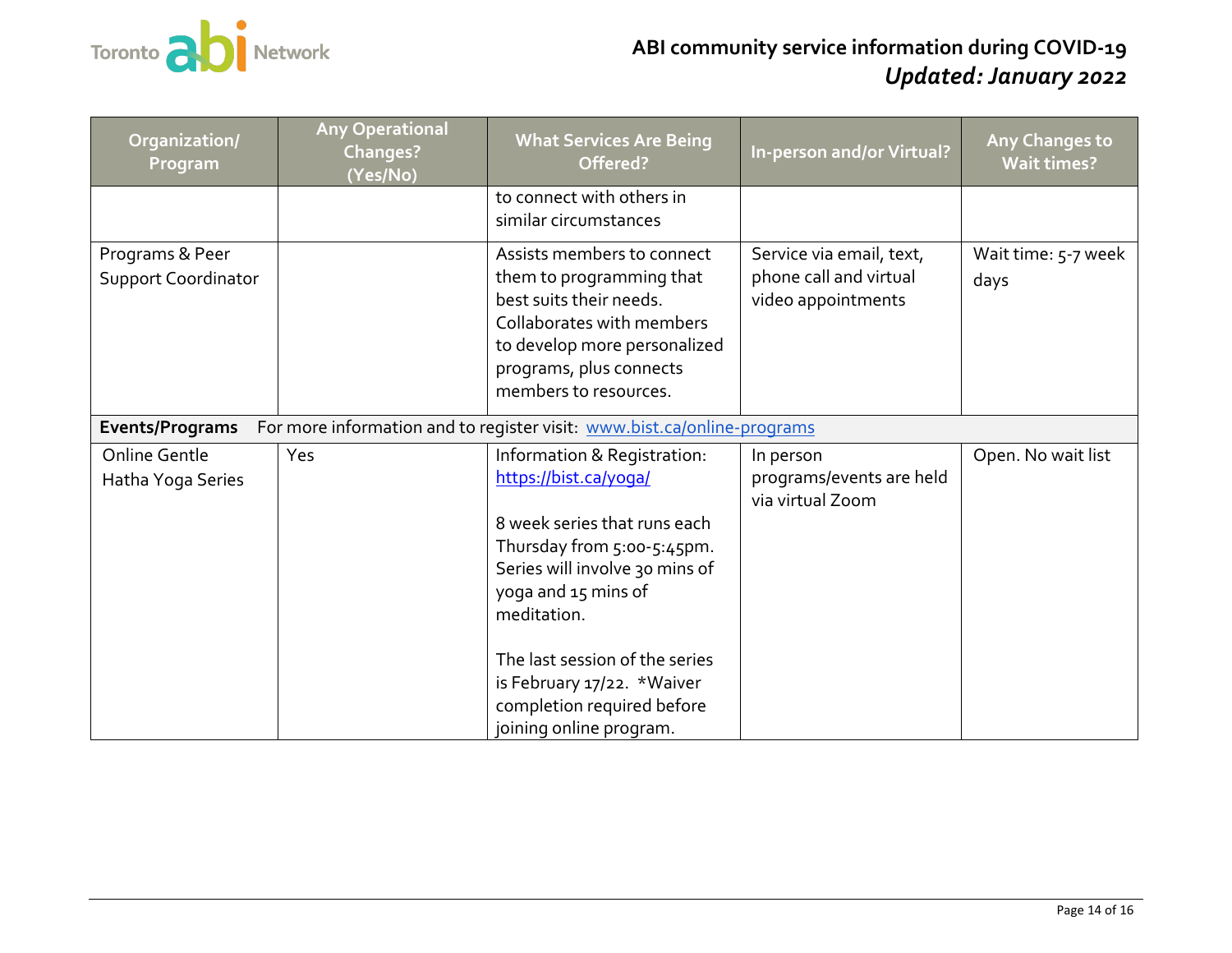# ABI community service information during COVID-19

***Updated: January 2022***

| Organization/ Program | Any Operational Changes? (Yes/No) | What Services Are Being Offered? | In-person and/or Virtual? | Any Changes to Wait times? |
|---|---|---|---|---|
| | | to connect with others in similar circumstances | | |
| Programs & Peer Support Coordinator | | Assists members to connect them to programming that best suits their needs. Collaborates with members to develop more personalized programs, plus connects members to resources. | Service via email, text, phone call and virtual video appointments | Wait time: 5-7 week days |
| **Events/Programs** For more information and to register visit: [www.bist.ca/online-programs](http://www.bist.ca/online-programs) | | | | |
| Online Gentle Hatha Yoga Series | Yes | Information & Registration: [https://bist.ca/yoga/](https://bist.ca/yoga/) <br><br> 8 week series that runs each Thursday from 5:00-5:45pm. Series will involve 30 mins of yoga and 15 mins of meditation. <br><br> The last session of the series is February 17/22. *Waiver completion required before joining online program. | In person programs/events are held via virtual Zoom | Open. No wait list |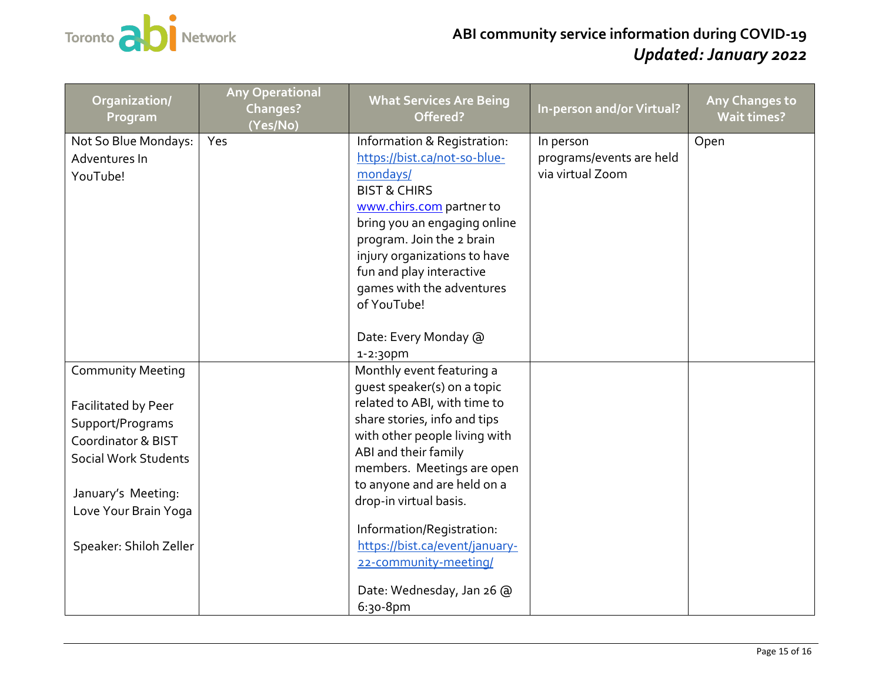| Organization/ Program | Any Operational Changes? (Yes/No) | What Services Are Being Offered? | In-person and/or Virtual? | Any Changes to Wait times? |
|---|---|---|---|---|
| Not So Blue Mondays: Adventures In YouTube! | Yes | Information & Registration: https://bist.ca/not-so-blue-mondays/ BIST & CHIRS www.chirs.com partner to bring you an engaging online program. Join the 2 brain injury organizations to have fun and play interactive games with the adventures of YouTube!<br><br>Date: Every Monday @ 1-2:30pm | In person programs/events are held via virtual Zoom | Open |
| Community Meeting<br><br>Facilitated by Peer Support/Programs Coordinator & BIST Social Work Students<br><br>January's Meeting: Love Your Brain Yoga<br><br>Speaker: Shiloh Zeller | | Monthly event featuring a guest speaker(s) on a topic related to ABI, with time to share stories, info and tips with other people living with ABI and their family members. Meetings are open to anyone and are held on a drop-in virtual basis.<br><br>Information/Registration: https://bist.ca/event/january-22-community-meeting/<br><br>Date: Wednesday, Jan 26 @ 6:30-8pm | | |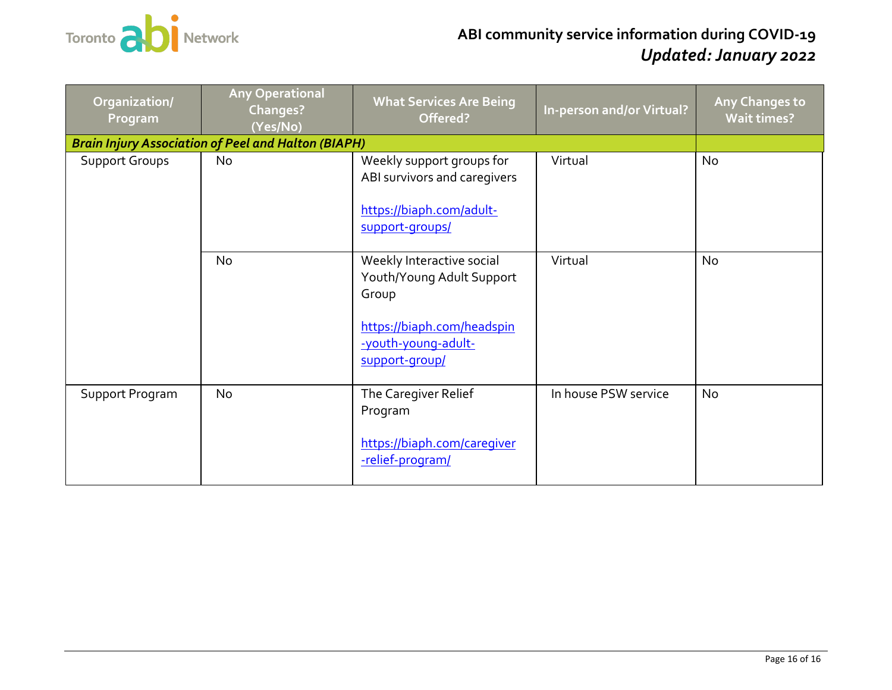| Organization/ Program | Any Operational Changes? (Yes/No) | What Services Are Being Offered? | In-person and/or Virtual? | Any Changes to Wait times? |
|---|---|---|---|---|
| ***Brain Injury Association of Peel and Halton (BIAPH)*** | | | | |
| Support Groups | No | Weekly support groups for ABI survivors and caregivers<br><br>https://biaph.com/adult-support-groups/ | Virtual | No |
| | No | Weekly Interactive social Youth/Young Adult Support Group<br><br>https://biaph.com/headspin-youth-young-adult-support-group/ | Virtual | No |
| Support Program | No | The Caregiver Relief Program<br><br>https://biaph.com/caregiver-relief-program/ | In house PSW service | No |